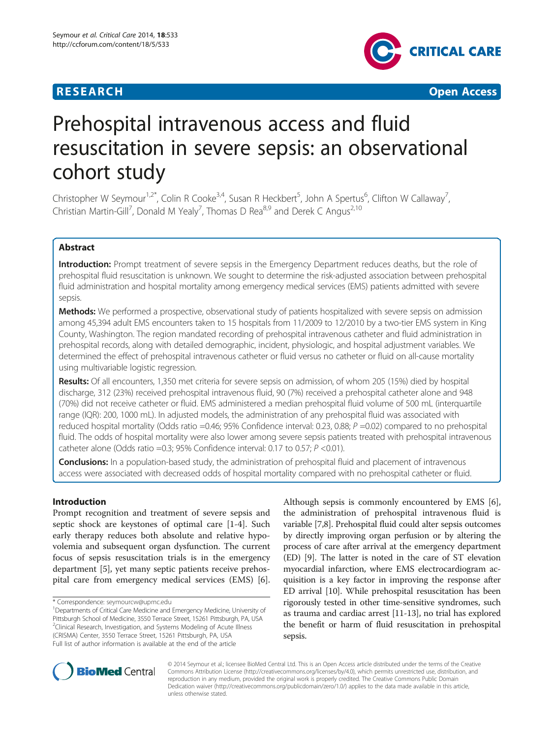RESEARCH Open Access

# Prehospital intravenous access and fluid resuscitation in severe sepsis: an observational cohort study

Christopher W Seymour[1,2*], Colin R Cooke[3,4], Susan R Heckbert[5], John A Spertus[6], Clifton W Callaway[7], Christian Martin-Gill[7], Donald M Yealy[7], Thomas D Rea[8,9] and Derek C Angus[2,10]

## Abstract

**Introduction:** Prompt treatment of severe sepsis in the Emergency Department reduces deaths, but the role of prehospital fluid resuscitation is unknown. We sought to determine the risk-adjusted association between prehospital fluid administration and hospital mortality among emergency medical services (EMS) patients admitted with severe sepsis.

**Methods:** We performed a prospective, observational study of patients hospitalized with severe sepsis on admission among 45,394 adult EMS encounters taken to 15 hospitals from 11/2009 to 12/2010 by a two-tier EMS system in King County, Washington. The region mandated recording of prehospital intravenous catheter and fluid administration in prehospital records, along with detailed demographic, incident, physiologic, and hospital adjustment variables. We determined the effect of prehospital intravenous catheter or fluid versus no catheter or fluid on all-cause mortality using multivariable logistic regression.

**Results:** Of all encounters, 1,350 met criteria for severe sepsis on admission, of whom 205 (15%) died by hospital discharge, 312 (23%) received prehospital intravenous fluid, 90 (7%) received a prehospital catheter alone and 948 (70%) did not receive catheter or fluid. EMS administered a median prehospital fluid volume of 500 mL (interquartile range (IQR): 200, 1000 mL). In adjusted models, the administration of any prehospital fluid was associated with reduced hospital mortality (Odds ratio =0.46; 95% Confidence interval: 0.23, 0.88; $P$ =0.02) compared to no prehospital fluid. The odds of hospital mortality were also lower among severe sepsis patients treated with prehospital intravenous catheter alone (Odds ratio =0.3; 95% Confidence interval: 0.17 to 0.57; $P$ <0.01).

**Conclusions:** In a population-based study, the administration of prehospital fluid and placement of intravenous access were associated with decreased odds of hospital mortality compared with no prehospital catheter or fluid.

## Introduction

Prompt recognition and treatment of severe sepsis and septic shock are keystones of optimal care [1-4]. Such early therapy reduces both absolute and relative hypovolemia and subsequent organ dysfunction. The current focus of sepsis resuscitation trials is in the emergency department [5], yet many septic patients receive prehospital care from emergency medical services (EMS) [6]. Although sepsis is commonly encountered by EMS [6], the administration of prehospital intravenous fluid is variable [7,8]. Prehospital fluid could alter sepsis outcomes by directly improving organ perfusion or by altering the process of care after arrival at the emergency department (ED) [9]. The latter is noted in the care of ST elevation myocardial infarction, where EMS electrocardiogram acquisition is a key factor in improving the response after ED arrival [10]. While prehospital resuscitation has been rigorously tested in other time-sensitive syndromes, such as trauma and cardiac arrest [11-13], no trial has explored the benefit or harm of fluid resuscitation in prehospital sepsis.

\* Correspondence: seymourcw@upmc.edu
[1]Departments of Critical Care Medicine and Emergency Medicine, University of Pittsburgh School of Medicine, 3550 Terrace Street, 15261 Pittsburgh, PA, USA
[2]Clinical Research, Investigation, and Systems Modeling of Acute Illness (CRISMA) Center, 3550 Terrace Street, 15261 Pittsburgh, PA, USA
Full list of author information is available at the end of the article

© 2014 Seymour et al.; licensee BioMed Central Ltd. This is an Open Access article distributed under the terms of the Creative Commons Attribution License (http://creativecommons.org/licenses/by/4.0), which permits unrestricted use, distribution, and reproduction in any medium, provided the original work is properly credited. The Creative Commons Public Domain Dedication waiver (http://creativecommons.org/publicdomain/zero/1.0/) applies to the data made available in this article, unless otherwise stated.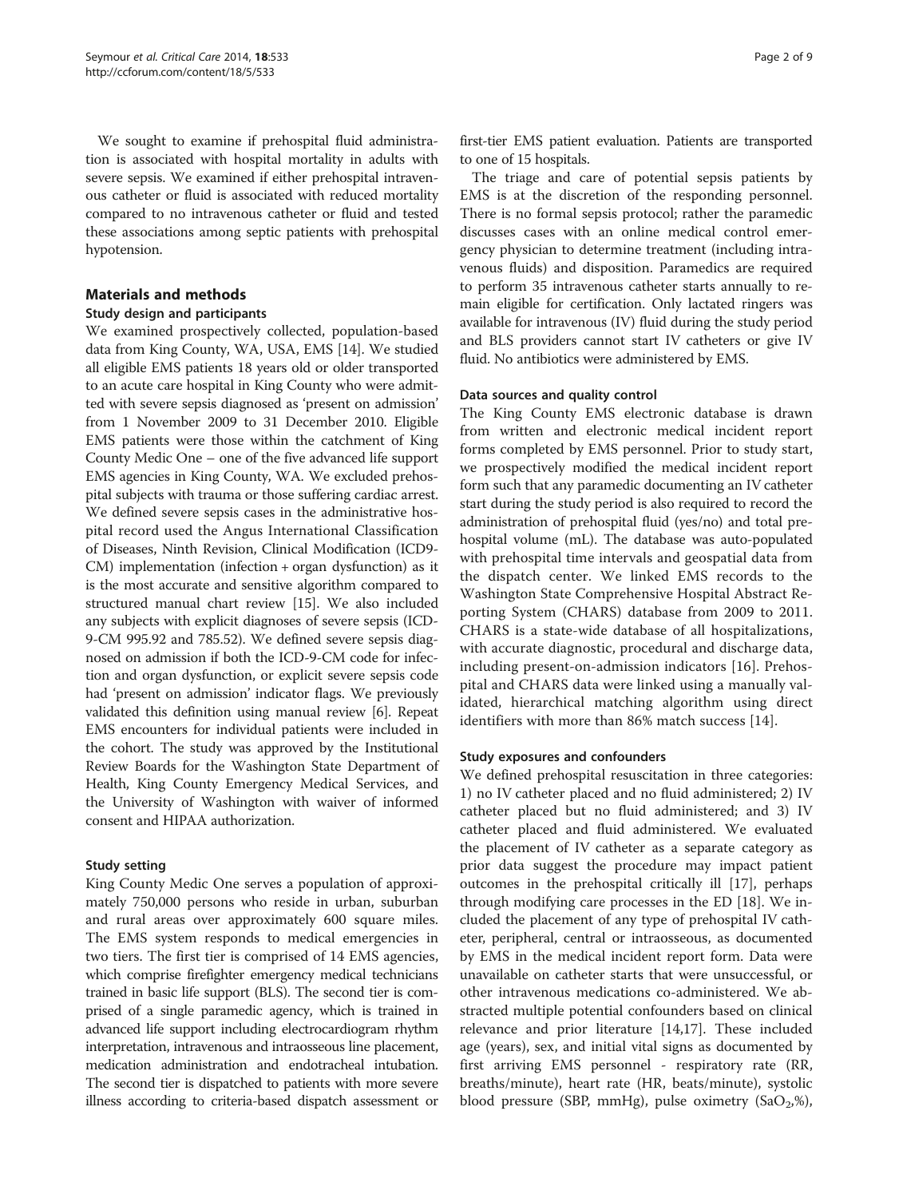We sought to examine if prehospital fluid administration is associated with hospital mortality in adults with severe sepsis. We examined if either prehospital intravenous catheter or fluid is associated with reduced mortality compared to no intravenous catheter or fluid and tested these associations among septic patients with prehospital hypotension.

## Materials and methods

### Study design and participants

We examined prospectively collected, population-based data from King County, WA, USA, EMS [14]. We studied all eligible EMS patients 18 years old or older transported to an acute care hospital in King County who were admitted with severe sepsis diagnosed as 'present on admission' from 1 November 2009 to 31 December 2010. Eligible EMS patients were those within the catchment of King County Medic One – one of the five advanced life support EMS agencies in King County, WA. We excluded prehospital subjects with trauma or those suffering cardiac arrest. We defined severe sepsis cases in the administrative hospital record used the Angus International Classification of Diseases, Ninth Revision, Clinical Modification (ICD9-CM) implementation (infection + organ dysfunction) as it is the most accurate and sensitive algorithm compared to structured manual chart review [15]. We also included any subjects with explicit diagnoses of severe sepsis (ICD-9-CM 995.92 and 785.52). We defined severe sepsis diagnosed on admission if both the ICD-9-CM code for infection and organ dysfunction, or explicit severe sepsis code had 'present on admission' indicator flags. We previously validated this definition using manual review [6]. Repeat EMS encounters for individual patients were included in the cohort. The study was approved by the Institutional Review Boards for the Washington State Department of Health, King County Emergency Medical Services, and the University of Washington with waiver of informed consent and HIPAA authorization.

### Study setting

King County Medic One serves a population of approximately 750,000 persons who reside in urban, suburban and rural areas over approximately 600 square miles. The EMS system responds to medical emergencies in two tiers. The first tier is comprised of 14 EMS agencies, which comprise firefighter emergency medical technicians trained in basic life support (BLS). The second tier is comprised of a single paramedic agency, which is trained in advanced life support including electrocardiogram rhythm interpretation, intravenous and intraosseous line placement, medication administration and endotracheal intubation. The second tier is dispatched to patients with more severe illness according to criteria-based dispatch assessment or first-tier EMS patient evaluation. Patients are transported to one of 15 hospitals.

The triage and care of potential sepsis patients by EMS is at the discretion of the responding personnel. There is no formal sepsis protocol; rather the paramedic discusses cases with an online medical control emergency physician to determine treatment (including intravenous fluids) and disposition. Paramedics are required to perform 35 intravenous catheter starts annually to remain eligible for certification. Only lactated ringers was available for intravenous (IV) fluid during the study period and BLS providers cannot start IV catheters or give IV fluid. No antibiotics were administered by EMS.

### Data sources and quality control

The King County EMS electronic database is drawn from written and electronic medical incident report forms completed by EMS personnel. Prior to study start, we prospectively modified the medical incident report form such that any paramedic documenting an IV catheter start during the study period is also required to record the administration of prehospital fluid (yes/no) and total prehospital volume (mL). The database was auto-populated with prehospital time intervals and geospatial data from the dispatch center. We linked EMS records to the Washington State Comprehensive Hospital Abstract Reporting System (CHARS) database from 2009 to 2011. CHARS is a state-wide database of all hospitalizations, with accurate diagnostic, procedural and discharge data, including present-on-admission indicators [16]. Prehospital and CHARS data were linked using a manually validated, hierarchical matching algorithm using direct identifiers with more than 86% match success [14].

### Study exposures and confounders

We defined prehospital resuscitation in three categories: 1) no IV catheter placed and no fluid administered; 2) IV catheter placed but no fluid administered; and 3) IV catheter placed and fluid administered. We evaluated the placement of IV catheter as a separate category as prior data suggest the procedure may impact patient outcomes in the prehospital critically ill [17], perhaps through modifying care processes in the ED [18]. We included the placement of any type of prehospital IV catheter, peripheral, central or intraosseous, as documented by EMS in the medical incident report form. Data were unavailable on catheter starts that were unsuccessful, or other intravenous medications co-administered. We abstracted multiple potential confounders based on clinical relevance and prior literature [14,17]. These included age (years), sex, and initial vital signs as documented by first arriving EMS personnel - respiratory rate (RR, breaths/minute), heart rate (HR, beats/minute), systolic blood pressure (SBP, mmHg), pulse oximetry ($SaO_2$,%),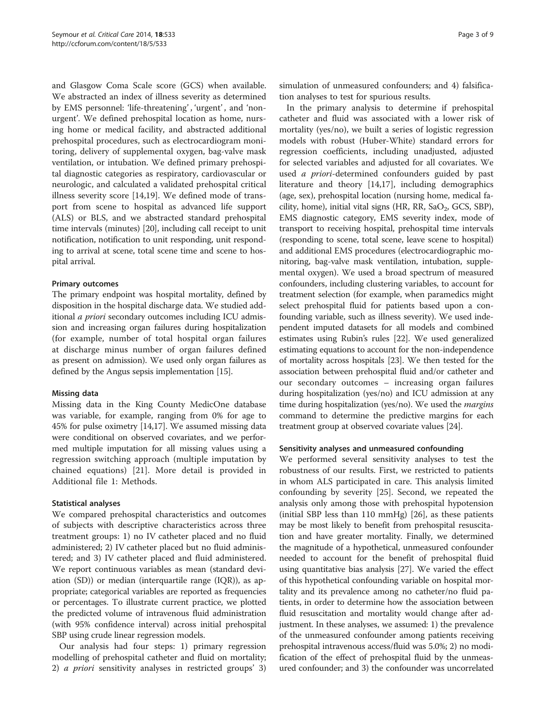and Glasgow Coma Scale score (GCS) when available. We abstracted an index of illness severity as determined by EMS personnel: 'life-threatening', 'urgent', and 'non-urgent'. We defined prehospital location as home, nursing home or medical facility, and abstracted additional prehospital procedures, such as electrocardiogram monitoring, delivery of supplemental oxygen, bag-valve mask ventilation, or intubation. We defined primary prehospital diagnostic categories as respiratory, cardiovascular or neurologic, and calculated a validated prehospital critical illness severity score [14,19]. We defined mode of transport from scene to hospital as advanced life support (ALS) or BLS, and we abstracted standard prehospital time intervals (minutes) [20], including call receipt to unit notification, notification to unit responding, unit responding to arrival at scene, total scene time and scene to hospital arrival.

#### Primary outcomes

The primary endpoint was hospital mortality, defined by disposition in the hospital discharge data. We studied additional *a priori* secondary outcomes including ICU admission and increasing organ failures during hospitalization (for example, number of total hospital organ failures at discharge minus number of organ failures defined as present on admission). We used only organ failures as defined by the Angus sepsis implementation [15].

#### Missing data

Missing data in the King County MedicOne database was variable, for example, ranging from 0% for age to 45% for pulse oximetry [14,17]. We assumed missing data were conditional on observed covariates, and we performed multiple imputation for all missing values using a regression switching approach (multiple imputation by chained equations) [21]. More detail is provided in Additional file 1: Methods.

#### Statistical analyses

We compared prehospital characteristics and outcomes of subjects with descriptive characteristics across three treatment groups: 1) no IV catheter placed and no fluid administered; 2) IV catheter placed but no fluid administered; and 3) IV catheter placed and fluid administered. We report continuous variables as mean (standard deviation (SD)) or median (interquartile range (IQR)), as appropriate; categorical variables are reported as frequencies or percentages. To illustrate current practice, we plotted the predicted volume of intravenous fluid administration (with 95% confidence interval) across initial prehospital SBP using crude linear regression models.

Our analysis had four steps: 1) primary regression modelling of prehospital catheter and fluid on mortality; 2) *a priori* sensitivity analyses in restricted groups' 3) simulation of unmeasured confounders; and 4) falsification analyses to test for spurious results.

In the primary analysis to determine if prehospital catheter and fluid was associated with a lower risk of mortality (yes/no), we built a series of logistic regression models with robust (Huber-White) standard errors for regression coefficients, including unadjusted, adjusted for selected variables and adjusted for all covariates. We used *a priori*-determined confounders guided by past literature and theory [14,17], including demographics (age, sex), prehospital location (nursing home, medical facility, home), initial vital signs (HR, RR, $SaO_2$, GCS, SBP), EMS diagnostic category, EMS severity index, mode of transport to receiving hospital, prehospital time intervals (responding to scene, total scene, leave scene to hospital) and additional EMS procedures (electrocardiographic monitoring, bag-valve mask ventilation, intubation, supplemental oxygen). We used a broad spectrum of measured confounders, including clustering variables, to account for treatment selection (for example, when paramedics might select prehospital fluid for patients based upon a confounding variable, such as illness severity). We used independent imputed datasets for all models and combined estimates using Rubin's rules [22]. We used generalized estimating equations to account for the non-independence of mortality across hospitals [23]. We then tested for the association between prehospital fluid and/or catheter and our secondary outcomes – increasing organ failures during hospitalization (yes/no) and ICU admission at any time during hospitalization (yes/no). We used the *margins* command to determine the predictive margins for each treatment group at observed covariate values [24].

#### Sensitivity analyses and unmeasured confounding

We performed several sensitivity analyses to test the robustness of our results. First, we restricted to patients in whom ALS participated in care. This analysis limited confounding by severity [25]. Second, we repeated the analysis only among those with prehospital hypotension (initial SBP less than 110 mmHg) [26], as these patients may be most likely to benefit from prehospital resuscitation and have greater mortality. Finally, we determined the magnitude of a hypothetical, unmeasured confounder needed to account for the benefit of prehospital fluid using quantitative bias analysis [27]. We varied the effect of this hypothetical confounding variable on hospital mortality and its prevalence among no catheter/no fluid patients, in order to determine how the association between fluid resuscitation and mortality would change after adjustment. In these analyses, we assumed: 1) the prevalence of the unmeasured confounder among patients receiving prehospital intravenous access/fluid was 5.0%; 2) no modification of the effect of prehospital fluid by the unmeasured confounder; and 3) the confounder was uncorrelated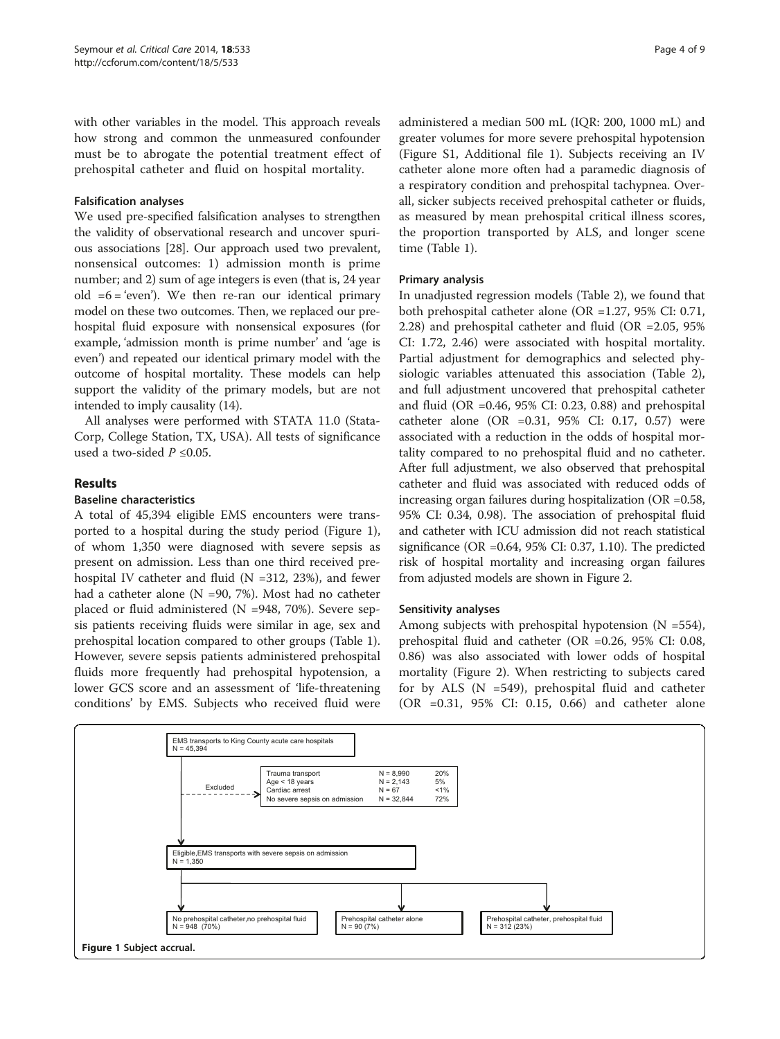with other variables in the model. This approach reveals how strong and common the unmeasured confounder must be to abrogate the potential treatment effect of prehospital catheter and fluid on hospital mortality.

### Falsification analyses

We used pre-specified falsification analyses to strengthen the validity of observational research and uncover spurious associations [28]. Our approach used two prevalent, nonsensical outcomes: 1) admission month is prime number; and 2) sum of age integers is even (that is, 24 year old =6 = 'even'). We then re-ran our identical primary model on these two outcomes. Then, we replaced our prehospital fluid exposure with nonsensical exposures (for example, 'admission month is prime number' and 'age is even') and repeated our identical primary model with the outcome of hospital mortality. These models can help support the validity of the primary models, but are not intended to imply causality (14).

All analyses were performed with STATA 11.0 (StataCorp, College Station, TX, USA). All tests of significance used a two-sided $P \leq 0.05$.

## Results

### Baseline characteristics

A total of 45,394 eligible EMS encounters were transported to a hospital during the study period (Figure 1), of whom 1,350 were diagnosed with severe sepsis as present on admission. Less than one third received prehospital IV catheter and fluid (N =312, 23%), and fewer had a catheter alone (N =90, 7%). Most had no catheter placed or fluid administered (N =948, 70%). Severe sepsis patients receiving fluids were similar in age, sex and prehospital location compared to other groups (Table 1). However, severe sepsis patients administered prehospital fluids more frequently had prehospital hypotension, a lower GCS score and an assessment of 'life-threatening conditions' by EMS. Subjects who received fluid were administered a median 500 mL (IQR: 200, 1000 mL) and greater volumes for more severe prehospital hypotension (Figure S1, Additional file 1). Subjects receiving an IV catheter alone more often had a paramedic diagnosis of a respiratory condition and prehospital tachypnea. Overall, sicker subjects received prehospital catheter or fluids, as measured by mean prehospital critical illness scores, the proportion transported by ALS, and longer scene time (Table 1).

### Primary analysis

In unadjusted regression models (Table 2), we found that both prehospital catheter alone (OR =1.27, 95% CI: 0.71, 2.28) and prehospital catheter and fluid (OR =2.05, 95% CI: 1.72, 2.46) were associated with hospital mortality. Partial adjustment for demographics and selected physiologic variables attenuated this association (Table 2), and full adjustment uncovered that prehospital catheter and fluid (OR =0.46, 95% CI: 0.23, 0.88) and prehospital catheter alone (OR =0.31, 95% CI: 0.17, 0.57) were associated with a reduction in the odds of hospital mortality compared to no prehospital fluid and no catheter. After full adjustment, we also observed that prehospital catheter and fluid was associated with reduced odds of increasing organ failures during hospitalization (OR =0.58, 95% CI: 0.34, 0.98). The association of prehospital fluid and catheter with ICU admission did not reach statistical significance (OR =0.64, 95% CI: 0.37, 1.10). The predicted risk of hospital mortality and increasing organ failures from adjusted models are shown in Figure 2.

### Sensitivity analyses

Among subjects with prehospital hypotension (N =554), prehospital fluid and catheter (OR =0.26, 95% CI: 0.08, 0.86) was also associated with lower odds of hospital mortality (Figure 2). When restricting to subjects cared for by ALS (N =549), prehospital fluid and catheter (OR =0.31, 95% CI: 0.15, 0.66) and catheter alone

EMS transports to King County acute care hospitals
N = 45,394

Excluded:

| | | |
|---|---|---|
| Trauma transport | N = 8,990 | 20% |
| Age < 18 years | N = 2,143 | 5% |
| Cardiac arrest | N = 67 | <1% |
| No severe sepsis on admission | N = 32,844 | 72% |

Eligible,EMS transports with severe sepsis on admission
N = 1,350

- No prehospital catheter,no prehospital fluid N = 948 (70%)
- Prehospital catheter alone N = 90 (7%)
- Prehospital catheter, prehospital fluid N = 312 (23%)

**Figure 1** Subject accrual.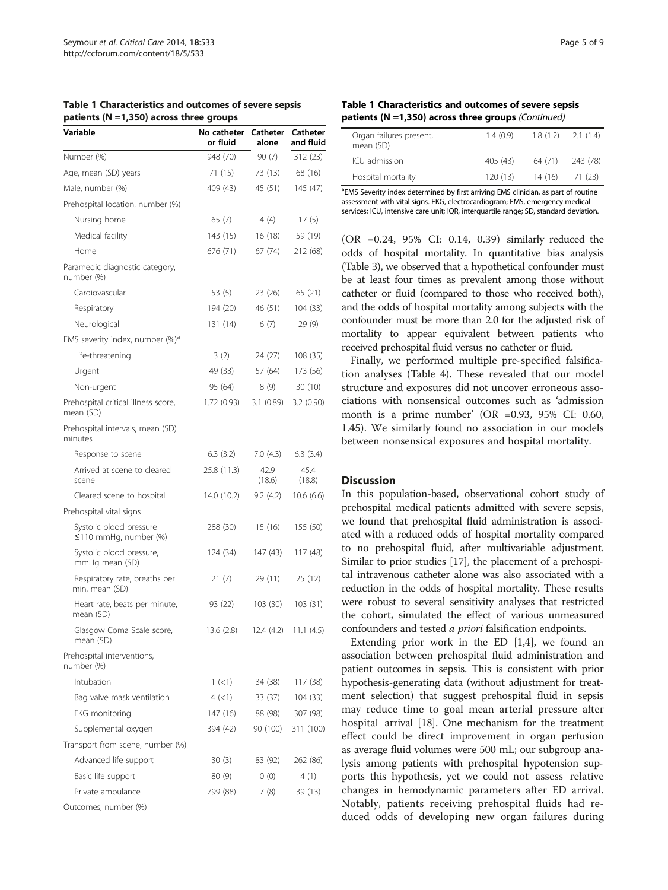**Table 1 Characteristics and outcomes of severe sepsis patients (N =1,350) across three groups**

| Variable | No catheter or fluid | Catheter alone | Catheter and fluid |
|---|---|---|---|
| Number (%) | 948 (70) | 90 (7) | 312 (23) |
| Age, mean (SD) years | 71 (15) | 73 (13) | 68 (16) |
| Male, number (%) | 409 (43) | 45 (51) | 145 (47) |
| Prehospital location, number (%) | | | |
| Nursing home | 65 (7) | 4 (4) | 17 (5) |
| Medical facility | 143 (15) | 16 (18) | 59 (19) |
| Home | 676 (71) | 67 (74) | 212 (68) |
| Paramedic diagnostic category, number (%) | | | |
| Cardiovascular | 53 (5) | 23 (26) | 65 (21) |
| Respiratory | 194 (20) | 46 (51) | 104 (33) |
| Neurological | 131 (14) | 6 (7) | 29 (9) |
| EMS severity index, number (%)[a] | | | |
| Life-threatening | 3 (2) | 24 (27) | 108 (35) |
| Urgent | 49 (33) | 57 (64) | 173 (56) |
| Non-urgent | 95 (64) | 8 (9) | 30 (10) |
| Prehospital critical illness score, mean (SD) | 1.72 (0.93) | 3.1 (0.89) | 3.2 (0.90) |
| Prehospital intervals, mean (SD) minutes | | | |
| Response to scene | 6.3 (3.2) | 7.0 (4.3) | 6.3 (3.4) |
| Arrived at scene to cleared scene | 25.8 (11.3) | 42.9 (18.6) | 45.4 (18.8) |
| Cleared scene to hospital | 14.0 (10.2) | 9.2 (4.2) | 10.6 (6.6) |
| Prehospital vital signs | | | |
| Systolic blood pressure ≤110 mmHg, number (%) | 288 (30) | 15 (16) | 155 (50) |
| Systolic blood pressure, mmHg mean (SD) | 124 (34) | 147 (43) | 117 (48) |
| Respiratory rate, breaths per min, mean (SD) | 21 (7) | 29 (11) | 25 (12) |
| Heart rate, beats per minute, mean (SD) | 93 (22) | 103 (30) | 103 (31) |
| Glasgow Coma Scale score, mean (SD) | 13.6 (2.8) | 12.4 (4.2) | 11.1 (4.5) |
| Prehospital interventions, number (%) | | | |
| Intubation | 1 (<1) | 34 (38) | 117 (38) |
| Bag valve mask ventilation | 4 (<1) | 33 (37) | 104 (33) |
| EKG monitoring | 147 (16) | 88 (98) | 307 (98) |
| Supplemental oxygen | 394 (42) | 90 (100) | 311 (100) |
| Transport from scene, number (%) | | | |
| Advanced life support | 30 (3) | 83 (92) | 262 (86) |
| Basic life support | 80 (9) | 0 (0) | 4 (1) |
| Private ambulance | 799 (88) | 7 (8) | 39 (13) |
| Outcomes, number (%) | | | |
| Organ failures present, mean (SD) | 1.4 (0.9) | 1.8 (1.2) | 2.1 (1.4) |
| ICU admission | 405 (43) | 64 (71) | 243 (78) |
| Hospital mortality | 120 (13) | 14 (16) | 71 (23) |

[a]EMS Severity index determined by first arriving EMS clinician, as part of routine assessment with vital signs. EKG, electrocardiogram; EMS, emergency medical services; ICU, intensive care unit; IQR, interquartile range; SD, standard deviation.

(OR =0.24, 95% CI: 0.14, 0.39) similarly reduced the odds of hospital mortality. In quantitative bias analysis (Table 3), we observed that a hypothetical confounder must be at least four times as prevalent among those without catheter or fluid (compared to those who received both), and the odds of hospital mortality among subjects with the confounder must be more than 2.0 for the adjusted risk of mortality to appear equivalent between patients who received prehospital fluid versus no catheter or fluid.

Finally, we performed multiple pre-specified falsification analyses (Table 4). These revealed that our model structure and exposures did not uncover erroneous associations with nonsensical outcomes such as 'admission month is a prime number' (OR =0.93, 95% CI: 0.60, 1.45). We similarly found no association in our models between nonsensical exposures and hospital mortality.

## Discussion

In this population-based, observational cohort study of prehospital medical patients admitted with severe sepsis, we found that prehospital fluid administration is associated with a reduced odds of hospital mortality compared to no prehospital fluid, after multivariable adjustment. Similar to prior studies [17], the placement of a prehospital intravenous catheter alone was also associated with a reduction in the odds of hospital mortality. These results were robust to several sensitivity analyses that restricted the cohort, simulated the effect of various unmeasured confounders and tested *a priori* falsification endpoints.

Extending prior work in the ED [1,4], we found an association between prehospital fluid administration and patient outcomes in sepsis. This is consistent with prior hypothesis-generating data (without adjustment for treatment selection) that suggest prehospital fluid in sepsis may reduce time to goal mean arterial pressure after hospital arrival [18]. One mechanism for the treatment effect could be direct improvement in organ perfusion as average fluid volumes were 500 mL; our subgroup analysis among patients with prehospital hypotension supports this hypothesis, yet we could not assess relative changes in hemodynamic parameters after ED arrival. Notably, patients receiving prehospital fluids had reduced odds of developing new organ failures during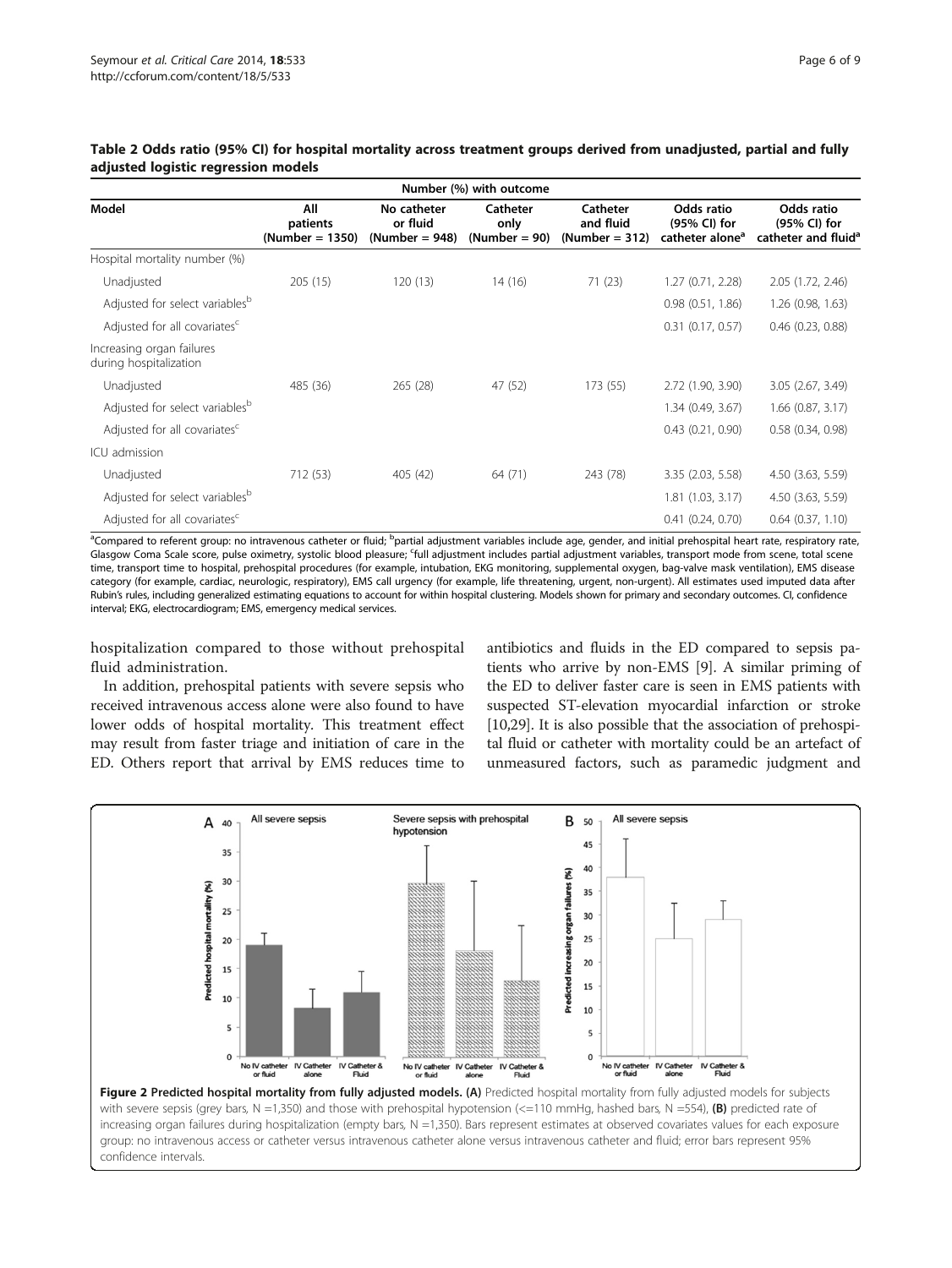**Table 2 Odds ratio (95% CI) for hospital mortality across treatment groups derived from unadjusted, partial and fully adjusted logistic regression models**

| Model | Number (%) with outcome | | | | | |
|---|---|---|---|---|---|---|
| | All patients (Number = 1350) | No catheter or fluid (Number = 948) | Catheter only (Number = 90) | Catheter and fluid (Number = 312) | Odds ratio (95% CI) for catheter alone[a] | Odds ratio (95% CI) for catheter and fluid[a] |
| Hospital mortality number (%) | | | | | | |
| Unadjusted | 205 (15) | 120 (13) | 14 (16) | 71 (23) | 1.27 (0.71, 2.28) | 2.05 (1.72, 2.46) |
| Adjusted for select variables[b] | | | | | 0.98 (0.51, 1.86) | 1.26 (0.98, 1.63) |
| Adjusted for all covariates[c] | | | | | 0.31 (0.17, 0.57) | 0.46 (0.23, 0.88) |
| Increasing organ failures during hospitalization | | | | | | |
| Unadjusted | 485 (36) | 265 (28) | 47 (52) | 173 (55) | 2.72 (1.90, 3.90) | 3.05 (2.67, 3.49) |
| Adjusted for select variables[b] | | | | | 1.34 (0.49, 3.67) | 1.66 (0.87, 3.17) |
| Adjusted for all covariates[c] | | | | | 0.43 (0.21, 0.90) | 0.58 (0.34, 0.98) |
| ICU admission | | | | | | |
| Unadjusted | 712 (53) | 405 (42) | 64 (71) | 243 (78) | 3.35 (2.03, 5.58) | 4.50 (3.63, 5.59) |
| Adjusted for select variables[b] | | | | | 1.81 (1.03, 3.17) | 4.50 (3.63, 5.59) |
| Adjusted for all covariates[c] | | | | | 0.41 (0.24, 0.70) | 0.64 (0.37, 1.10) |

[a]Compared to referent group: no intravenous catheter or fluid; [b]partial adjustment variables include age, gender, and initial prehospital heart rate, respiratory rate, Glasgow Coma Scale score, pulse oximetry, systolic blood pleasure; [c]full adjustment includes partial adjustment variables, transport mode from scene, total scene time, transport time to hospital, prehospital procedures (for example, intubation, EKG monitoring, supplemental oxygen, bag-valve mask ventilation), EMS disease category (for example, cardiac, neurologic, respiratory), EMS call urgency (for example, life threatening, urgent, non-urgent). All estimates used imputed data after Rubin's rules, including generalized estimating equations to account for within hospital clustering. Models shown for primary and secondary outcomes. CI, confidence interval; EKG, electrocardiogram; EMS, emergency medical services.

hospitalization compared to those without prehospital fluid administration.

In addition, prehospital patients with severe sepsis who received intravenous access alone were also found to have lower odds of hospital mortality. This treatment effect may result from faster triage and initiation of care in the ED. Others report that arrival by EMS reduces time to antibiotics and fluids in the ED compared to sepsis patients who arrive by non-EMS [9]. A similar priming of the ED to deliver faster care is seen in EMS patients with suspected ST-elevation myocardial infarction or stroke [10,29]. It is also possible that the association of prehospital fluid or catheter with mortality could be an artefact of unmeasured factors, such as paramedic judgment and

**Figure 2 Predicted hospital mortality from fully adjusted models. (A)** Predicted hospital mortality from fully adjusted models for subjects with severe sepsis (grey bars, N =1,350) and those with prehospital hypotension (<=110 mmHg, hashed bars, N =554), **(B)** predicted rate of increasing organ failures during hospitalization (empty bars, N =1,350). Bars represent estimates at observed covariates values for each exposure group: no intravenous access or catheter versus intravenous catheter alone versus intravenous catheter and fluid; error bars represent 95% confidence intervals.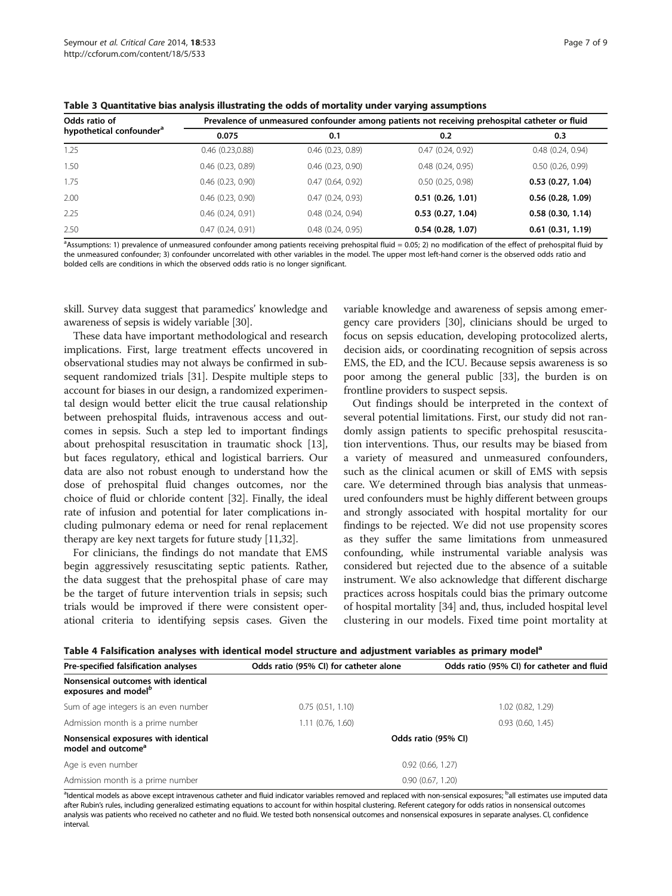**Table 3 Quantitative bias analysis illustrating the odds of mortality under varying assumptions**

| Odds ratio of hypothetical confounder[a] | Prevalence of unmeasured confounder among patients not receiving prehospital catheter or fluid | | | |
|---|---|---|---|---|
| | 0.075 | 0.1 | 0.2 | 0.3 |
| 1.25 | 0.46 (0.23,0.88) | 0.46 (0.23, 0.89) | 0.47 (0.24, 0.92) | 0.48 (0.24, 0.94) |
| 1.50 | 0.46 (0.23, 0.89) | 0.46 (0.23, 0.90) | 0.48 (0.24, 0.95) | 0.50 (0.26, 0.99) |
| 1.75 | 0.46 (0.23, 0.90) | 0.47 (0.64, 0.92) | 0.50 (0.25, 0.98) | **0.53 (0.27, 1.04)** |
| 2.00 | 0.46 (0.23, 0.90) | 0.47 (0.24, 0.93) | **0.51 (0.26, 1.01)** | **0.56 (0.28, 1.09)** |
| 2.25 | 0.46 (0.24, 0.91) | 0.48 (0.24, 0.94) | **0.53 (0.27, 1.04)** | **0.58 (0.30, 1.14)** |
| 2.50 | 0.47 (0.24, 0.91) | 0.48 (0.24, 0.95) | **0.54 (0.28, 1.07)** | **0.61 (0.31, 1.19)** |

[a]Assumptions: 1) prevalence of unmeasured confounder among patients receiving prehospital fluid = 0.05; 2) no modification of the effect of prehospital fluid by the unmeasured confounder; 3) confounder uncorrelated with other variables in the model. The upper most left-hand corner is the observed odds ratio and bolded cells are conditions in which the observed odds ratio is no longer significant.

skill. Survey data suggest that paramedics' knowledge and awareness of sepsis is widely variable [30].

These data have important methodological and research implications. First, large treatment effects uncovered in observational studies may not always be confirmed in subsequent randomized trials [31]. Despite multiple steps to account for biases in our design, a randomized experimental design would better elicit the true causal relationship between prehospital fluids, intravenous access and outcomes in sepsis. Such a step led to important findings about prehospital resuscitation in traumatic shock [13], but faces regulatory, ethical and logistical barriers. Our data are also not robust enough to understand how the dose of prehospital fluid changes outcomes, nor the choice of fluid or chloride content [32]. Finally, the ideal rate of infusion and potential for later complications including pulmonary edema or need for renal replacement therapy are key next targets for future study [11,32].

For clinicians, the findings do not mandate that EMS begin aggressively resuscitating septic patients. Rather, the data suggest that the prehospital phase of care may be the target of future intervention trials in sepsis; such trials would be improved if there were consistent operational criteria to identifying sepsis cases. Given the variable knowledge and awareness of sepsis among emergency care providers [30], clinicians should be urged to focus on sepsis education, developing protocolized alerts, decision aids, or coordinating recognition of sepsis across EMS, the ED, and the ICU. Because sepsis awareness is so poor among the general public [33], the burden is on frontline providers to suspect sepsis.

Out findings should be interpreted in the context of several potential limitations. First, our study did not randomly assign patients to specific prehospital resuscitation interventions. Thus, our results may be biased from a variety of measured and unmeasured confounders, such as the clinical acumen or skill of EMS with sepsis care. We determined through bias analysis that unmeasured confounders must be highly different between groups and strongly associated with hospital mortality for our findings to be rejected. We did not use propensity scores as they suffer the same limitations from unmeasured confounding, while instrumental variable analysis was considered but rejected due to the absence of a suitable instrument. We also acknowledge that different discharge practices across hospitals could bias the primary outcome of hospital mortality [34] and, thus, included hospital level clustering in our models. Fixed time point mortality at

**Table 4 Falsification analyses with identical model structure and adjustment variables as primary model[a]**

| Pre-specified falsification analyses | Odds ratio (95% CI) for catheter alone | Odds ratio (95% CI) for catheter and fluid |
|---|---|---|
| **Nonsensical outcomes with identical exposures and model[b]** | | |
| Sum of age integers is an even number | 0.75 (0.51, 1.10) | 1.02 (0.82, 1.29) |
| Admission month is a prime number | 1.11 (0.76, 1.60) | 0.93 (0.60, 1.45) |
| **Nonsensical exposures with identical model and outcome[a]** | Odds ratio (95% CI) | |
| Age is even number | 0.92 (0.66, 1.27) | |
| Admission month is a prime number | 0.90 (0.67, 1.20) | |

[a]Identical models as above except intravenous catheter and fluid indicator variables removed and replaced with non-sensical exposures; [b]all estimates use imputed data after Rubin's rules, including generalized estimating equations to account for within hospital clustering. Referent category for odds ratios in nonsensical outcomes analysis was patients who received no catheter and no fluid. We tested both nonsensical outcomes and nonsensical exposures in separate analyses. CI, confidence interval.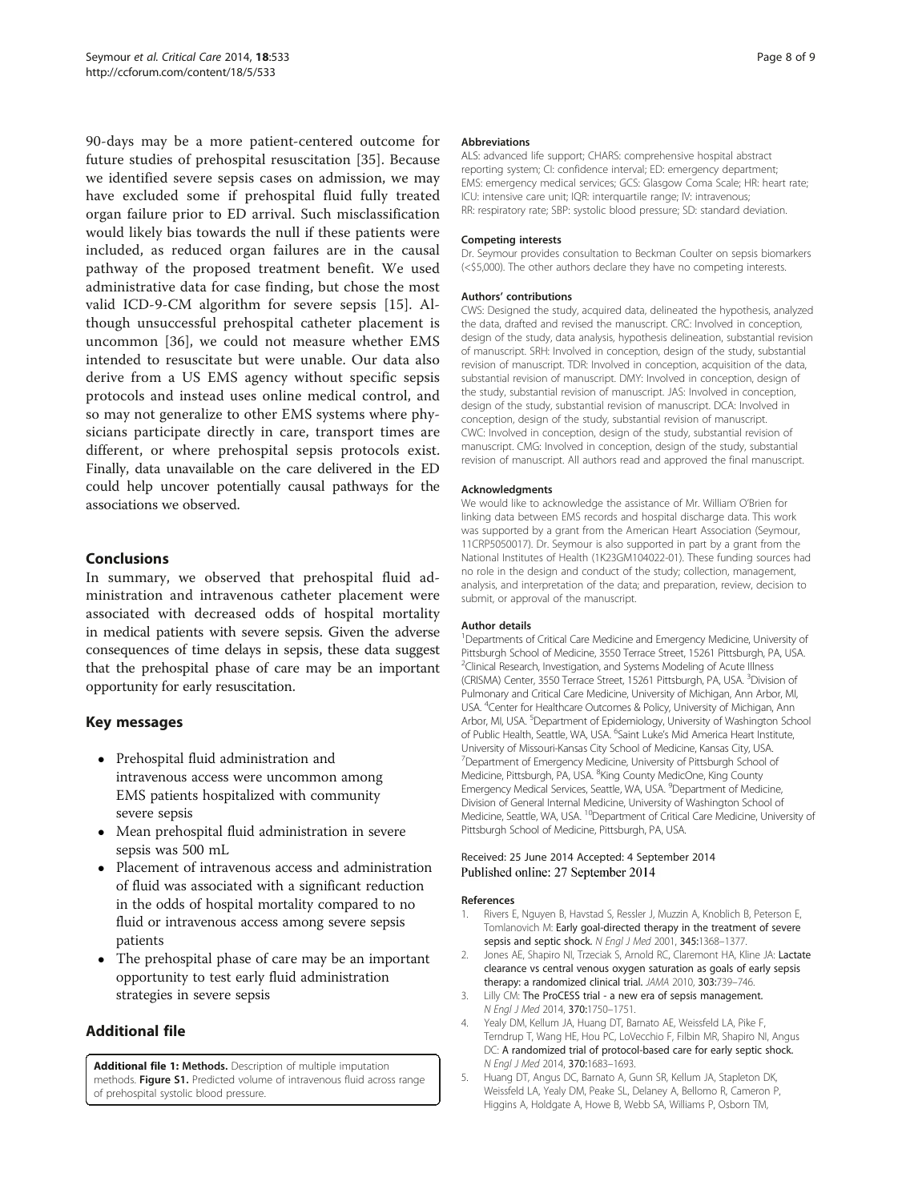90-days may be a more patient-centered outcome for future studies of prehospital resuscitation [35]. Because we identified severe sepsis cases on admission, we may have excluded some if prehospital fluid fully treated organ failure prior to ED arrival. Such misclassification would likely bias towards the null if these patients were included, as reduced organ failures are in the causal pathway of the proposed treatment benefit. We used administrative data for case finding, but chose the most valid ICD-9-CM algorithm for severe sepsis [15]. Although unsuccessful prehospital catheter placement is uncommon [36], we could not measure whether EMS intended to resuscitate but were unable. Our data also derive from a US EMS agency without specific sepsis protocols and instead uses online medical control, and so may not generalize to other EMS systems where physicians participate directly in care, transport times are different, or where prehospital sepsis protocols exist. Finally, data unavailable on the care delivered in the ED could help uncover potentially causal pathways for the associations we observed.

## Conclusions

In summary, we observed that prehospital fluid administration and intravenous catheter placement were associated with decreased odds of hospital mortality in medical patients with severe sepsis. Given the adverse consequences of time delays in sepsis, these data suggest that the prehospital phase of care may be an important opportunity for early resuscitation.

## Key messages

- Prehospital fluid administration and intravenous access were uncommon among EMS patients hospitalized with community severe sepsis
- Mean prehospital fluid administration in severe sepsis was 500 mL
- Placement of intravenous access and administration of fluid was associated with a significant reduction in the odds of hospital mortality compared to no fluid or intravenous access among severe sepsis patients
- The prehospital phase of care may be an important opportunity to test early fluid administration strategies in severe sepsis

## Additional file

**Additional file 1: Methods.** Description of multiple imputation methods. **Figure S1.** Predicted volume of intravenous fluid across range of prehospital systolic blood pressure.

#### Abbreviations

ALS: advanced life support; CHARS: comprehensive hospital abstract reporting system; CI: confidence interval; ED: emergency department; EMS: emergency medical services; GCS: Glasgow Coma Scale; HR: heart rate; ICU: intensive care unit; IQR: interquartile range; IV: intravenous; RR: respiratory rate; SBP: systolic blood pressure; SD: standard deviation.

#### Competing interests

Dr. Seymour provides consultation to Beckman Coulter on sepsis biomarkers (<$5,000). The other authors declare they have no competing interests.

#### Authors' contributions

CWS: Designed the study, acquired data, delineated the hypothesis, analyzed the data, drafted and revised the manuscript. CRC: Involved in conception, design of the study, data analysis, hypothesis delineation, substantial revision of manuscript. SRH: Involved in conception, design of the study, substantial revision of manuscript. TDR: Involved in conception, acquisition of the data, substantial revision of manuscript. DMY: Involved in conception, design of the study, substantial revision of manuscript. JAS: Involved in conception, design of the study, substantial revision of manuscript. DCA: Involved in conception, design of the study, substantial revision of manuscript. CWC: Involved in conception, design of the study, substantial revision of manuscript. CMG: Involved in conception, design of the study, substantial revision of manuscript. All authors read and approved the final manuscript.

#### Acknowledgments

We would like to acknowledge the assistance of Mr. William O'Brien for linking data between EMS records and hospital discharge data. This work was supported by a grant from the American Heart Association (Seymour, 11CRP5050017). Dr. Seymour is also supported in part by a grant from the National Institutes of Health (1K23GM104022-01). These funding sources had no role in the design and conduct of the study; collection, management, analysis, and interpretation of the data; and preparation, review, decision to submit, or approval of the manuscript.

#### Author details

[1]Departments of Critical Care Medicine and Emergency Medicine, University of Pittsburgh School of Medicine, 3550 Terrace Street, 15261 Pittsburgh, PA, USA. [2]Clinical Research, Investigation, and Systems Modeling of Acute Illness (CRISMA) Center, 3550 Terrace Street, 15261 Pittsburgh, PA, USA. [3]Division of Pulmonary and Critical Care Medicine, University of Michigan, Ann Arbor, MI, USA. [4]Center for Healthcare Outcomes & Policy, University of Michigan, Ann Arbor, MI, USA. [5]Department of Epidemiology, University of Washington School of Public Health, Seattle, WA, USA. [6]Saint Luke's Mid America Heart Institute, University of Missouri-Kansas City School of Medicine, Kansas City, USA. [7]Department of Emergency Medicine, University of Pittsburgh School of Medicine, Pittsburgh, PA, USA. [8]King County MedicOne, King County Emergency Medical Services, Seattle, WA, USA. [9]Department of Medicine, Division of General Internal Medicine, University of Washington School of Medicine, Seattle, WA, USA. [10]Department of Critical Care Medicine, University of Pittsburgh School of Medicine, Pittsburgh, PA, USA.

Received: 25 June 2014 Accepted: 4 September 2014
Published online: 27 September 2014

#### References

1. Rivers E, Nguyen B, Havstad S, Ressler J, Muzzin A, Knoblich B, Peterson E, Tomlanovich M: Early goal-directed therapy in the treatment of severe sepsis and septic shock. *N Engl J Med* 2001, **345:**1368–1377.
2. Jones AE, Shapiro NI, Trzeciak S, Arnold RC, Claremont HA, Kline JA: Lactate clearance vs central venous oxygen saturation as goals of early sepsis therapy: a randomized clinical trial. *JAMA* 2010, **303:**739–746.
3. Lilly CM: The ProCESS trial - a new era of sepsis management. *N Engl J Med* 2014, **370:**1750–1751.
4. Yealy DM, Kellum JA, Huang DT, Barnato AE, Weissfeld LA, Pike F, Terndrup T, Wang HE, Hou PC, LoVecchio F, Filbin MR, Shapiro NI, Angus DC: A randomized trial of protocol-based care for early septic shock. *N Engl J Med* 2014, **370:**1683–1693.
5. Huang DT, Angus DC, Barnato A, Gunn SR, Kellum JA, Stapleton DK, Weissfeld LA, Yealy DM, Peake SL, Delaney A, Bellomo R, Cameron P, Higgins A, Holdgate A, Howe B, Webb SA, Williams P, Osborn TM,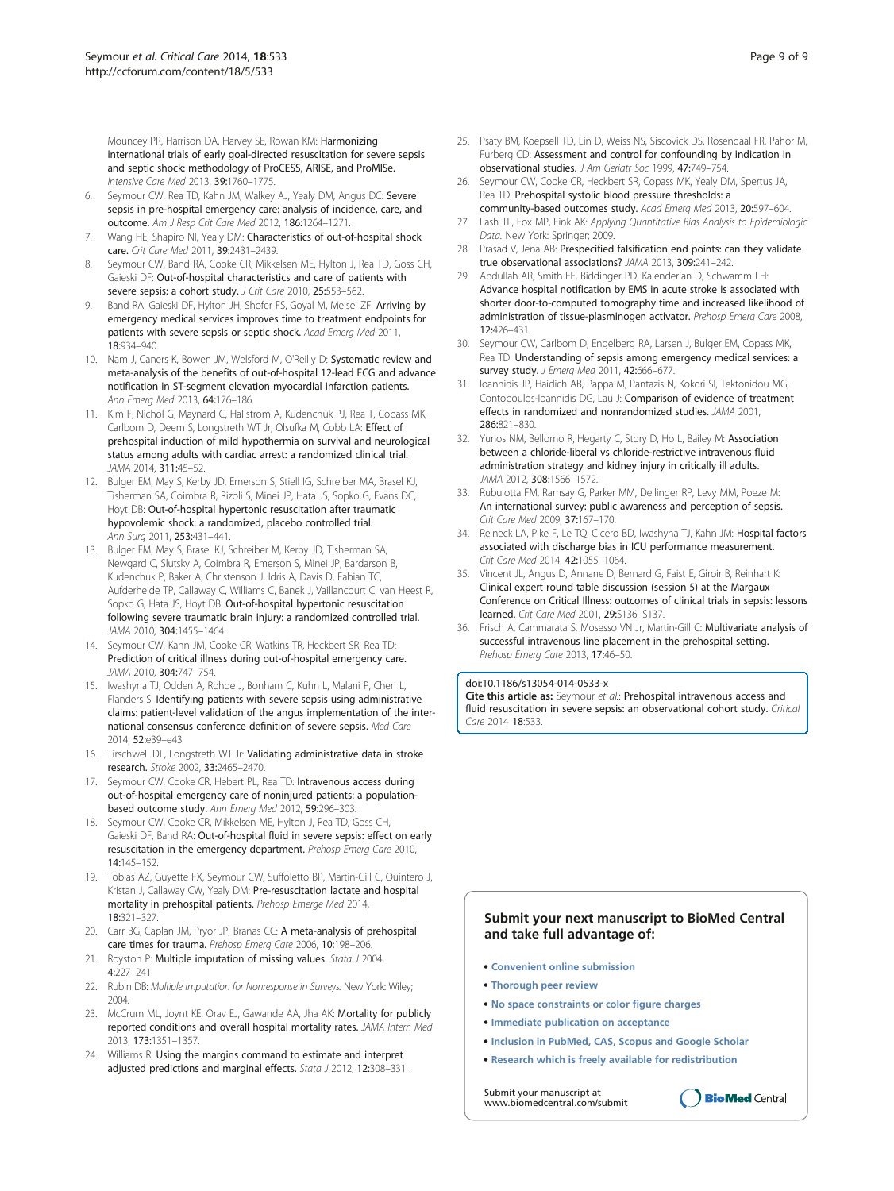Mouncey PR, Harrison DA, Harvey SE, Rowan KM: **Harmonizing international trials of early goal-directed resuscitation for severe sepsis and septic shock: methodology of ProCESS, ARISE, and ProMISe.** *Intensive Care Med* 2013, **39:**1760–1775.

6. Seymour CW, Rea TD, Kahn JM, Walkey AJ, Yealy DM, Angus DC: **Severe sepsis in pre-hospital emergency care: analysis of incidence, care, and outcome.** *Am J Resp Crit Care Med* 2012, **186:**1264–1271.
7. Wang HE, Shapiro NI, Yealy DM: **Characteristics of out-of-hospital shock care.** *Crit Care Med* 2011, **39:**2431–2439.
8. Seymour CW, Band RA, Cooke CR, Mikkelsen ME, Hylton J, Rea TD, Goss CH, Gaieski DF: **Out-of-hospital characteristics and care of patients with severe sepsis: a cohort study.** *J Crit Care* 2010, **25:**553–562.
9. Band RA, Gaieski DF, Hylton JH, Shofer FS, Goyal M, Meisel ZF: **Arriving by emergency medical services improves time to treatment endpoints for patients with severe sepsis or septic shock.** *Acad Emerg Med* 2011, **18:**934–940.
10. Nam J, Caners K, Bowen JM, Welsford M, O'Reilly D: **Systematic review and meta-analysis of the benefits of out-of-hospital 12-lead ECG and advance notification in ST-segment elevation myocardial infarction patients.** *Ann Emerg Med* 2013, **64:**176–186.
11. Kim F, Nichol G, Maynard C, Hallstrom A, Kudenchuk PJ, Rea T, Copass MK, Carlbom D, Deem S, Longstreth WT Jr, Olsufka M, Cobb LA: **Effect of prehospital induction of mild hypothermia on survival and neurological status among adults with cardiac arrest: a randomized clinical trial.** *JAMA* 2014, **311:**45–52.
12. Bulger EM, May S, Kerby JD, Emerson S, Stiell IG, Schreiber MA, Brasel KJ, Tisherman SA, Coimbra R, Rizoli S, Minei JP, Hata JS, Sopko G, Evans DC, Hoyt DB: **Out-of-hospital hypertonic resuscitation after traumatic hypovolemic shock: a randomized, placebo controlled trial.** *Ann Surg* 2011, **253:**431–441.
13. Bulger EM, May S, Brasel KJ, Schreiber M, Kerby JD, Tisherman SA, Newgard C, Slutsky A, Coimbra R, Emerson S, Minei JP, Bardarson B, Kudenchuk P, Baker A, Christenson J, Idris A, Davis D, Fabian TC, Aufderheide TP, Callaway C, Williams C, Banek J, Vaillancourt C, van Heest R, Sopko G, Hata JS, Hoyt DB: **Out-of-hospital hypertonic resuscitation following severe traumatic brain injury: a randomized controlled trial.** *JAMA* 2010, **304:**1455–1464.
14. Seymour CW, Kahn JM, Cooke CR, Watkins TR, Heckbert SR, Rea TD: **Prediction of critical illness during out-of-hospital emergency care.** *JAMA* 2010, **304:**747–754.
15. Iwashyna TJ, Odden A, Rohde J, Bonham C, Kuhn L, Malani P, Chen L, Flanders S: **Identifying patients with severe sepsis using administrative claims: patient-level validation of the angus implementation of the international consensus conference definition of severe sepsis.** *Med Care* 2014, **52:**e39–e43.
16. Tirschwell DL, Longstreth WT Jr: **Validating administrative data in stroke research.** *Stroke* 2002, **33:**2465–2470.
17. Seymour CW, Cooke CR, Hebert PL, Rea TD: **Intravenous access during out-of-hospital emergency care of noninjured patients: a population-based outcome study.** *Ann Emerg Med* 2012, **59:**296–303.
18. Seymour CW, Cooke CR, Mikkelsen ME, Hylton J, Rea TD, Goss CH, Gaieski DF, Band RA: **Out-of-hospital fluid in severe sepsis: effect on early resuscitation in the emergency department.** *Prehosp Emerg Care* 2010, **14:**145–152.
19. Tobias AZ, Guyette FX, Seymour CW, Suffoletto BP, Martin-Gill C, Quintero J, Kristan J, Callaway CW, Yealy DM: **Pre-resuscitation lactate and hospital mortality in prehospital patients.** *Prehosp Emerge Med* 2014, **18:**321–327.
20. Carr BG, Caplan JM, Pryor JP, Branas CC: **A meta-analysis of prehospital care times for trauma.** *Prehosp Emerg Care* 2006, **10:**198–206.
21. Royston P: **Multiple imputation of missing values.** *Stata J* 2004, **4:**227–241.
22. Rubin DB: *Multiple Imputation for Nonresponse in Surveys.* New York: Wiley; 2004.
23. McCrum ML, Joynt KE, Orav EJ, Gawande AA, Jha AK: **Mortality for publicly reported conditions and overall hospital mortality rates.** *JAMA Intern Med* 2013, **173:**1351–1357.
24. Williams R: **Using the margins command to estimate and interpret adjusted predictions and marginal effects.** *Stata J* 2012, **12:**308–331.
25. Psaty BM, Koepsell TD, Lin D, Weiss NS, Siscovick DS, Rosendaal FR, Pahor M, Furberg CD: **Assessment and control for confounding by indication in observational studies.** *J Am Geriatr Soc* 1999, **47:**749–754.
26. Seymour CW, Cooke CR, Heckbert SR, Copass MK, Yealy DM, Spertus JA, Rea TD: **Prehospital systolic blood pressure thresholds: a community-based outcomes study.** *Acad Emerg Med* 2013, **20:**597–604.
27. Lash TL, Fox MP, Fink AK: *Applying Quantitative Bias Analysis to Epidemiologic Data.* New York: Springer; 2009.
28. Prasad V, Jena AB: **Prespecified falsification end points: can they validate true observational associations?** *JAMA* 2013, **309:**241–242.
29. Abdullah AR, Smith EE, Biddinger PD, Kalenderian D, Schwamm LH: **Advance hospital notification by EMS in acute stroke is associated with shorter door-to-computed tomography time and increased likelihood of administration of tissue-plasminogen activator.** *Prehosp Emerg Care* 2008, **12:**426–431.
30. Seymour CW, Carlbom D, Engelberg RA, Larsen J, Bulger EM, Copass MK, Rea TD: **Understanding of sepsis among emergency medical services: a survey study.** *J Emerg Med* 2011, **42:**666–677.
31. Ioannidis JP, Haidich AB, Pappa M, Pantazis N, Kokori SI, Tektonidou MG, Contopoulos-Ioannidis DG, Lau J: **Comparison of evidence of treatment effects in randomized and nonrandomized studies.** *JAMA* 2001, **286:**821–830.
32. Yunos NM, Bellomo R, Hegarty C, Story D, Ho L, Bailey M: **Association between a chloride-liberal vs chloride-restrictive intravenous fluid administration strategy and kidney injury in critically ill adults.** *JAMA* 2012, **308:**1566–1572.
33. Rubulotta FM, Ramsay G, Parker MM, Dellinger RP, Levy MM, Poeze M: **An international survey: public awareness and perception of sepsis.** *Crit Care Med* 2009, **37:**167–170.
34. Reineck LA, Pike F, Le TQ, Cicero BD, Iwashyna TJ, Kahn JM: **Hospital factors associated with discharge bias in ICU performance measurement.** *Crit Care Med* 2014, **42:**1055–1064.
35. Vincent JL, Angus D, Annane D, Bernard G, Faist E, Giroir B, Reinhart K: **Clinical expert round table discussion (session 5) at the Margaux Conference on Critical Illness: outcomes of clinical trials in sepsis: lessons learned.** *Crit Care Med* 2001, **29:**S136–S137.
36. Frisch A, Cammarata S, Mosesso VN Jr, Martin-Gill C: **Multivariate analysis of successful intravenous line placement in the prehospital setting.** *Prehosp Emerg Care* 2013, **17:**46–50.

doi:10.1186/s13054-014-0533-x
**Cite this article as:** Seymour *et al.*: Prehospital intravenous access and fluid resuscitation in severe sepsis: an observational cohort study. *Critical Care* 2014 **18:**533.

**Submit your next manuscript to BioMed Central and take full advantage of:**

- **Convenient online submission**
- **Thorough peer review**
- **No space constraints or color figure charges**
- **Immediate publication on acceptance**
- **Inclusion in PubMed, CAS, Scopus and Google Scholar**
- **Research which is freely available for redistribution**

Submit your manuscript at
www.biomedcentral.com/submit

BioMed Central